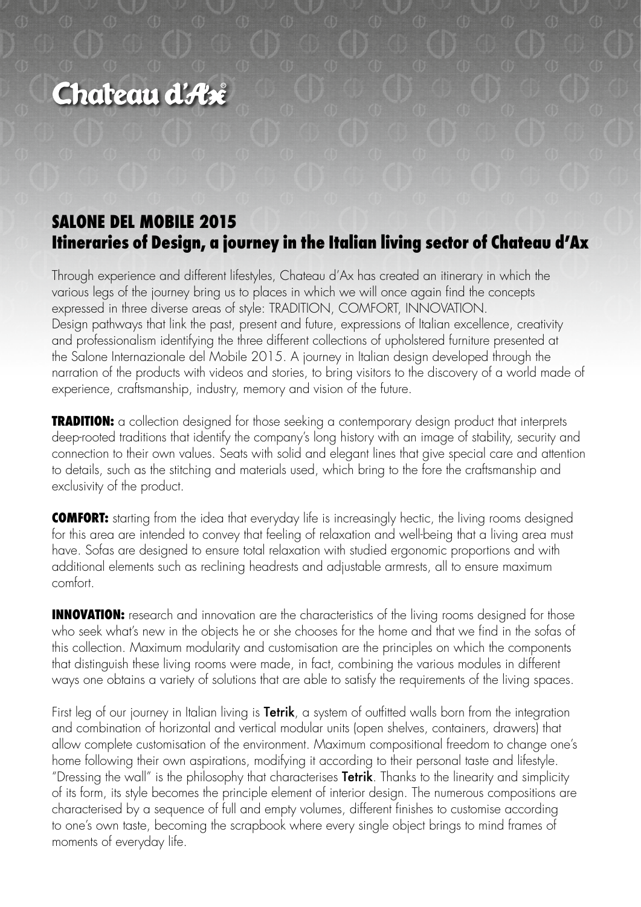# Chateau d'Ax®

## SALONE DEL MOBILE 2015
## Itineraries of Design, a journey in the Italian living sector of Chateau d'Ax

Through experience and different lifestyles, Chateau d'Ax has created an itinerary in which the various legs of the journey bring us to places in which we will once again find the concepts expressed in three diverse areas of style: TRADITION, COMFORT, INNOVATION.
Design pathways that link the past, present and future, expressions of Italian excellence, creativity and professionalism identifying the three different collections of upholstered furniture presented at the Salone Internazionale del Mobile 2015. A journey in Italian design developed through the narration of the products with videos and stories, to bring visitors to the discovery of a world made of experience, craftsmanship, industry, memory and vision of the future.

**TRADITION:** a collection designed for those seeking a contemporary design product that interprets deep-rooted traditions that identify the company's long history with an image of stability, security and connection to their own values. Seats with solid and elegant lines that give special care and attention to details, such as the stitching and materials used, which bring to the fore the craftsmanship and exclusivity of the product.

**COMFORT:** starting from the idea that everyday life is increasingly hectic, the living rooms designed for this area are intended to convey that feeling of relaxation and well-being that a living area must have. Sofas are designed to ensure total relaxation with studied ergonomic proportions and with additional elements such as reclining headrests and adjustable armrests, all to ensure maximum comfort.

**INNOVATION:** research and innovation are the characteristics of the living rooms designed for those who seek what's new in the objects he or she chooses for the home and that we find in the sofas of this collection. Maximum modularity and customisation are the principles on which the components that distinguish these living rooms were made, in fact, combining the various modules in different ways one obtains a variety of solutions that are able to satisfy the requirements of the living spaces.

First leg of our journey in Italian living is **Tetrik**, a system of outfitted walls born from the integration and combination of horizontal and vertical modular units (open shelves, containers, drawers) that allow complete customisation of the environment. Maximum compositional freedom to change one's home following their own aspirations, modifying it according to their personal taste and lifestyle. "Dressing the wall" is the philosophy that characterises **Tetrik**. Thanks to the linearity and simplicity of its form, its style becomes the principle element of interior design. The numerous compositions are characterised by a sequence of full and empty volumes, different finishes to customise according to one's own taste, becoming the scrapbook where every single object brings to mind frames of moments of everyday life.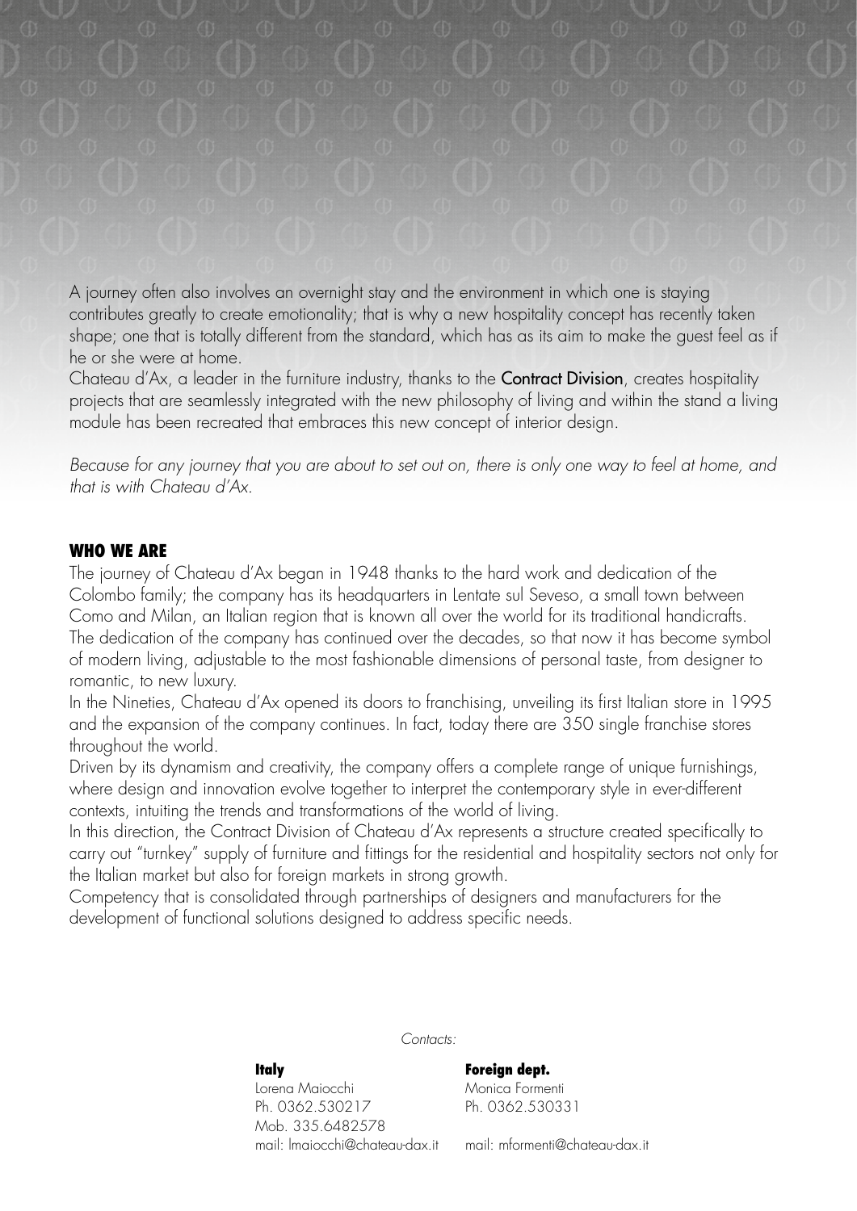A journey often also involves an overnight stay and the environment in which one is staying contributes greatly to create emotionality; that is why a new hospitality concept has recently taken shape; one that is totally different from the standard, which has as its aim to make the guest feel as if he or she were at home.

Chateau d'Ax, a leader in the furniture industry, thanks to the **Contract Division**, creates hospitality projects that are seamlessly integrated with the new philosophy of living and within the stand a living module has been recreated that embraces this new concept of interior design.

*Because for any journey that you are about to set out on, there is only one way to feel at home, and that is with Chateau d'Ax.*

## WHO WE ARE

The journey of Chateau d'Ax began in 1948 thanks to the hard work and dedication of the Colombo family; the company has its headquarters in Lentate sul Seveso, a small town between Como and Milan, an Italian region that is known all over the world for its traditional handicrafts.

The dedication of the company has continued over the decades, so that now it has become symbol of modern living, adjustable to the most fashionable dimensions of personal taste, from designer to romantic, to new luxury.

In the Nineties, Chateau d'Ax opened its doors to franchising, unveiling its first Italian store in 1995 and the expansion of the company continues. In fact, today there are 350 single franchise stores throughout the world.

Driven by its dynamism and creativity, the company offers a complete range of unique furnishings, where design and innovation evolve together to interpret the contemporary style in ever-different contexts, intuiting the trends and transformations of the world of living.

In this direction, the Contract Division of Chateau d'Ax represents a structure created specifically to carry out "turnkey" supply of furniture and fittings for the residential and hospitality sectors not only for the Italian market but also for foreign markets in strong growth.

Competency that is consolidated through partnerships of designers and manufacturers for the development of functional solutions designed to address specific needs.

*Contacts:*

**Italy**
Lorena Maiocchi
Ph. 0362.530217
Mob. 335.6482578
mail: lmaiocchi@chateau-dax.it

**Foreign dept.**
Monica Formenti
Ph. 0362.530331
mail: mformenti@chateau-dax.it